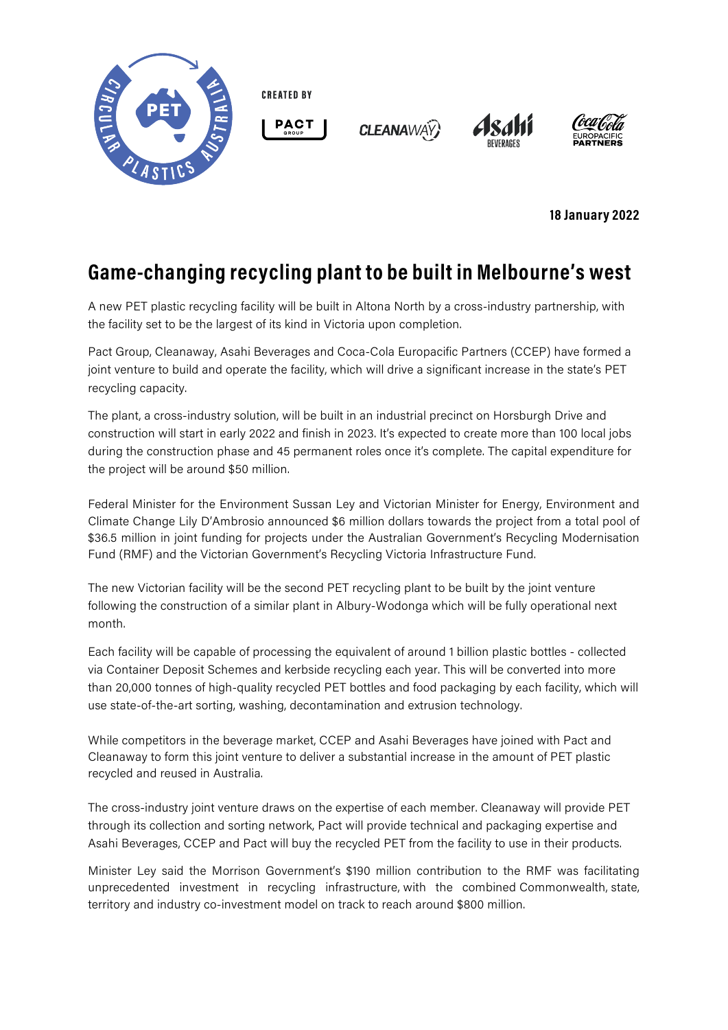CREATED BY

18 January 2022

# Game-changing recycling plant to be built in Melbourne's west

A new PET plastic recycling facility will be built in Altona North by a cross-industry partnership, with the facility set to be the largest of its kind in Victoria upon completion.

Pact Group, Cleanaway, Asahi Beverages and Coca-Cola Europacific Partners (CCEP) have formed a joint venture to build and operate the facility, which will drive a significant increase in the state's PET recycling capacity.

The plant, a cross-industry solution, will be built in an industrial precinct on Horsburgh Drive and construction will start in early 2022 and finish in 2023. It's expected to create more than 100 local jobs during the construction phase and 45 permanent roles once it's complete. The capital expenditure for the project will be around $50 million.

Federal Minister for the Environment Sussan Ley and Victorian Minister for Energy, Environment and Climate Change Lily D'Ambrosio announced $6 million dollars towards the project from a total pool of $36.5 million in joint funding for projects under the Australian Government's Recycling Modernisation Fund (RMF) and the Victorian Government's Recycling Victoria Infrastructure Fund.

The new Victorian facility will be the second PET recycling plant to be built by the joint venture following the construction of a similar plant in Albury-Wodonga which will be fully operational next month.

Each facility will be capable of processing the equivalent of around 1 billion plastic bottles - collected via Container Deposit Schemes and kerbside recycling each year. This will be converted into more than 20,000 tonnes of high-quality recycled PET bottles and food packaging by each facility, which will use state-of-the-art sorting, washing, decontamination and extrusion technology.

While competitors in the beverage market, CCEP and Asahi Beverages have joined with Pact and Cleanaway to form this joint venture to deliver a substantial increase in the amount of PET plastic recycled and reused in Australia.

The cross-industry joint venture draws on the expertise of each member. Cleanaway will provide PET through its collection and sorting network, Pact will provide technical and packaging expertise and Asahi Beverages, CCEP and Pact will buy the recycled PET from the facility to use in their products.

Minister Ley said the Morrison Government's $190 million contribution to the RMF was facilitating unprecedented investment in recycling infrastructure, with the combined Commonwealth, state, territory and industry co-investment model on track to reach around $800 million.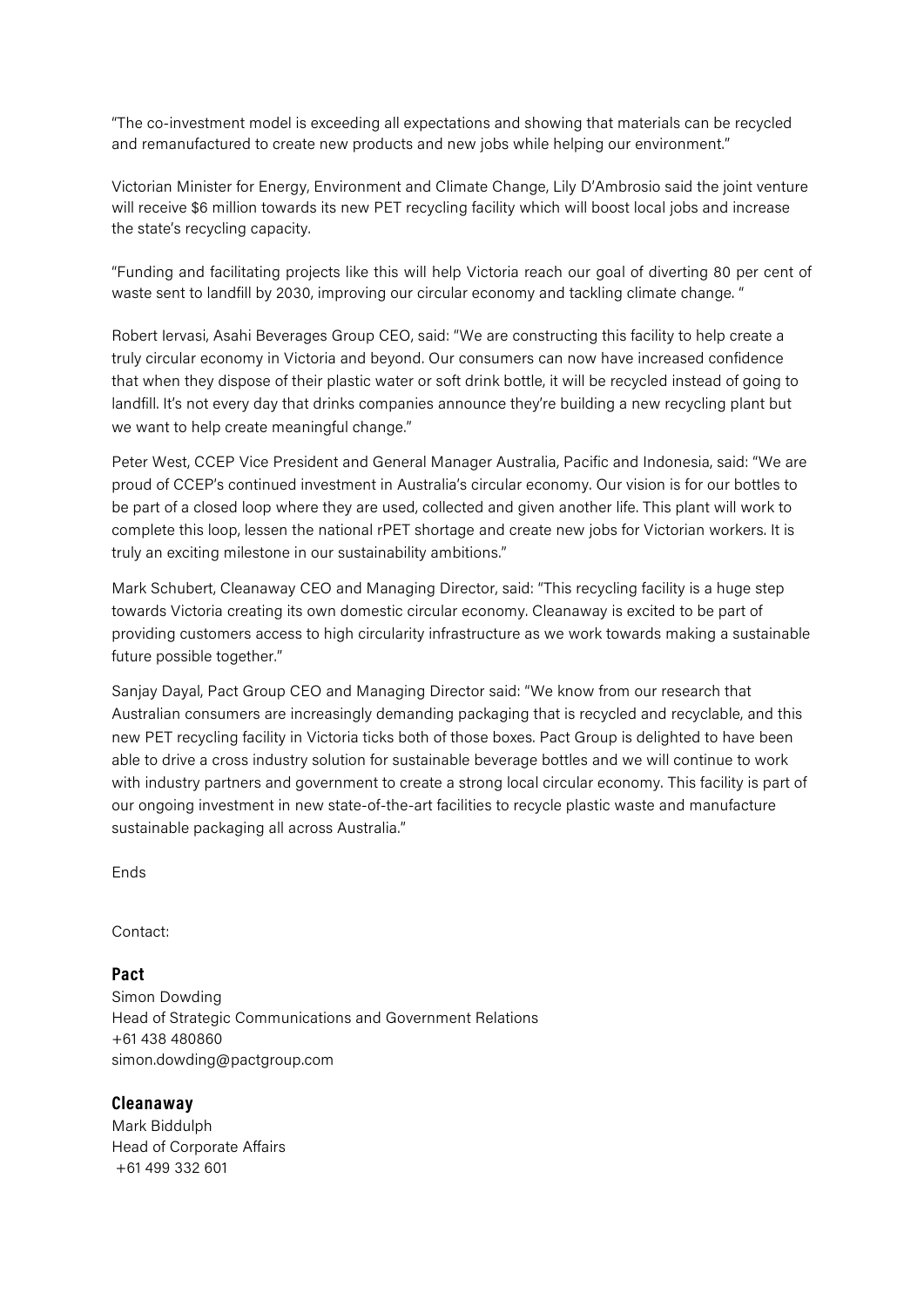"The co-investment model is exceeding all expectations and showing that materials can be recycled and remanufactured to create new products and new jobs while helping our environment."

Victorian Minister for Energy, Environment and Climate Change, Lily D'Ambrosio said the joint venture will receive $6 million towards its new PET recycling facility which will boost local jobs and increase the state's recycling capacity.

"Funding and facilitating projects like this will help Victoria reach our goal of diverting 80 per cent of waste sent to landfill by 2030, improving our circular economy and tackling climate change. "

Robert Iervasi, Asahi Beverages Group CEO, said: "We are constructing this facility to help create a truly circular economy in Victoria and beyond. Our consumers can now have increased confidence that when they dispose of their plastic water or soft drink bottle, it will be recycled instead of going to landfill. It's not every day that drinks companies announce they're building a new recycling plant but we want to help create meaningful change."

Peter West, CCEP Vice President and General Manager Australia, Pacific and Indonesia, said: "We are proud of CCEP's continued investment in Australia's circular economy. Our vision is for our bottles to be part of a closed loop where they are used, collected and given another life. This plant will work to complete this loop, lessen the national rPET shortage and create new jobs for Victorian workers. It is truly an exciting milestone in our sustainability ambitions."

Mark Schubert, Cleanaway CEO and Managing Director, said: "This recycling facility is a huge step towards Victoria creating its own domestic circular economy. Cleanaway is excited to be part of providing customers access to high circularity infrastructure as we work towards making a sustainable future possible together."

Sanjay Dayal, Pact Group CEO and Managing Director said: "We know from our research that Australian consumers are increasingly demanding packaging that is recycled and recyclable, and this new PET recycling facility in Victoria ticks both of those boxes. Pact Group is delighted to have been able to drive a cross industry solution for sustainable beverage bottles and we will continue to work with industry partners and government to create a strong local circular economy. This facility is part of our ongoing investment in new state-of-the-art facilities to recycle plastic waste and manufacture sustainable packaging all across Australia."

Ends

Contact:

**Pact**
Simon Dowding
Head of Strategic Communications and Government Relations
+61 438 480860
simon.dowding@pactgroup.com

**Cleanaway**
Mark Biddulph
Head of Corporate Affairs
+61 499 332 601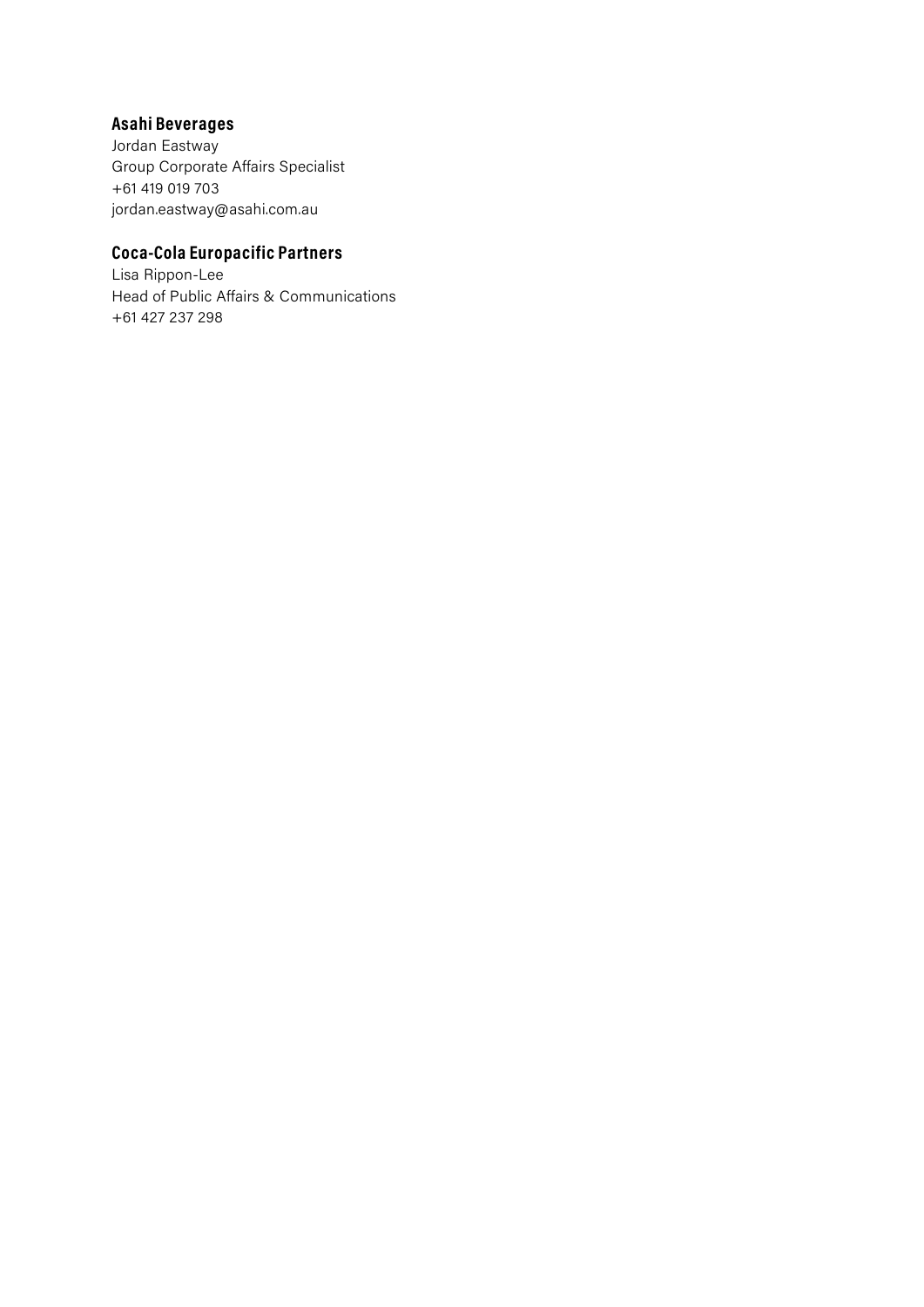**Asahi Beverages**

Jordan Eastway
Group Corporate Affairs Specialist
+61 419 019 703
jordan.eastway@asahi.com.au

**Coca-Cola Europacific Partners**

Lisa Rippon-Lee
Head of Public Affairs & Communications
+61 427 237 298